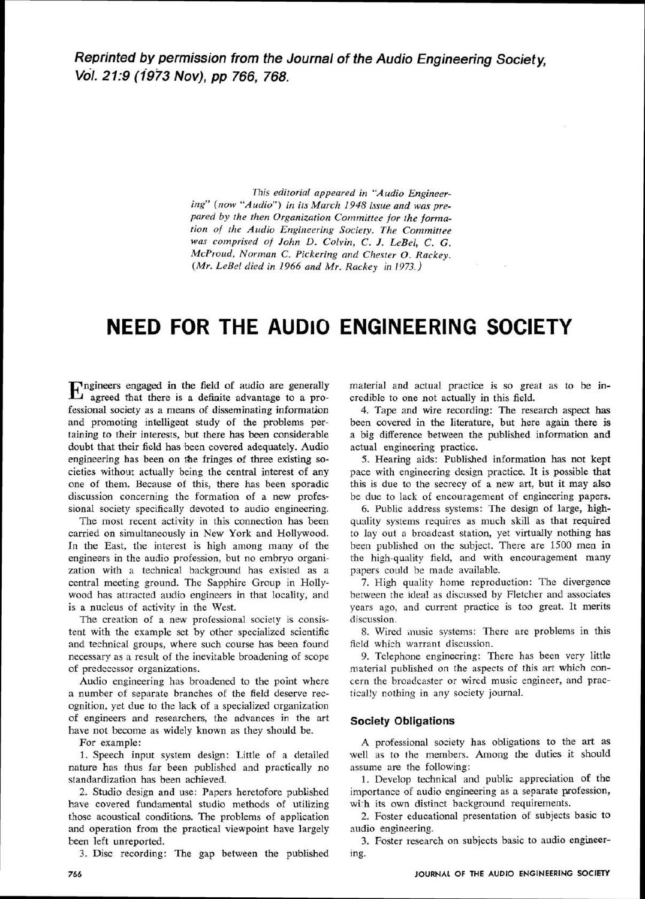*Reprinted by permission from the Journal of the Audio Engineering Society, Vol. 21:9 (1973 Nov), pp 766, 768.*

*This editorial appeared in "Audio Engineering" (now "Audio") in its March 1948 issue and was prepared by the then Organization Committee for the formation of the Audio Engineering Society. The Committee was comprised of John D. Colvin, C. J. LeBel, C. G. McProud, Norman C. Pickering and Chester O. Rackey. (Mr. LeBel died in 1966 and Mr. Rackey in 1973.)*

# NEED FOR THE AUDIO ENGINEERING SOCIETY

Engineers engaged in the field of audio are generally agreed that there is a definite advantage to a professional society as a means of disseminating information and promoting intelligent study of the problems pertaining to their interests, but there has been considerable doubt that their field has been covered adequately. Audio engineering has been on the fringes of three existing societies without actually being the central interest of any one of them. Because of this, there has been sporadic discussion concerning the formation of a new professional society specifically devoted to audio engineering.

The most recent activity in this connection has been carried on simultaneously in New York and Hollywood. In the East, the interest is high among many of the engineers in the audio profession, but no embryo organization with a technical background has existed as a central meeting ground. The Sapphire Group in Hollywood has attracted audio engineers in that locality, and is a nucleus of activity in the West.

The creation of a new professional society is consistent with the example set by other specialized scientific and technical groups, where such course has been found necessary as a result of the inevitable broadening of scope of predecessor organizations.

Audio engineering has broadened to the point where a number of separate branches of the field deserve recognition, yet due to the lack of a specialized organization of engineers and researchers, the advances in the art have not become as widely known as they should be.

For example:

1. Speech input system design: Little of a detailed nature has thus far been published and practically no standardization has been achieved.

2. Studio design and use: Papers heretofore published have covered fundamental studio methods of utilizing those acoustical conditions. The problems of application and operation from the practical viewpoint have largely been left unreported.

3. Disc recording: The gap between the published material and actual practice is so great as to be incredible to one not actually in this field.

4. Tape and wire recording: The research aspect has been covered in the literature, but here again there is a big difference between the published information and actual engineering practice.

5. Hearing aids: Published information has not kept pace with engineering design practice. It is possible that this is due to the secrecy of a new art, but it may also be due to lack of encouragement of engineering papers.

6. Public address systems: The design of large, high-quality systems requires as much skill as that required to lay out a broadcast station, yet virtually nothing has been published on the subject. There are 1500 men in the high-quality field, and with encouragement many papers could be made available.

7. High quality home reproduction: The divergence between the ideal as discussed by Fletcher and associates years ago, and current practice is too great. It merits discussion.

8. Wired music systems: There are problems in this field which warrant discussion.

9. Telephone engineering: There has been very little material published on the aspects of this art which concern the broadcaster or wired music engineer, and practically nothing in any society journal.

## Society Obligations

A professional society has obligations to the art as well as to the members. Among the duties it should assume are the following:

1. Develop technical and public appreciation of the importance of audio engineering as a separate profession, with its own distinct background requirements.

2. Foster educational presentation of subjects basic to audio engineering.

3. Foster research on subjects basic to audio engineering.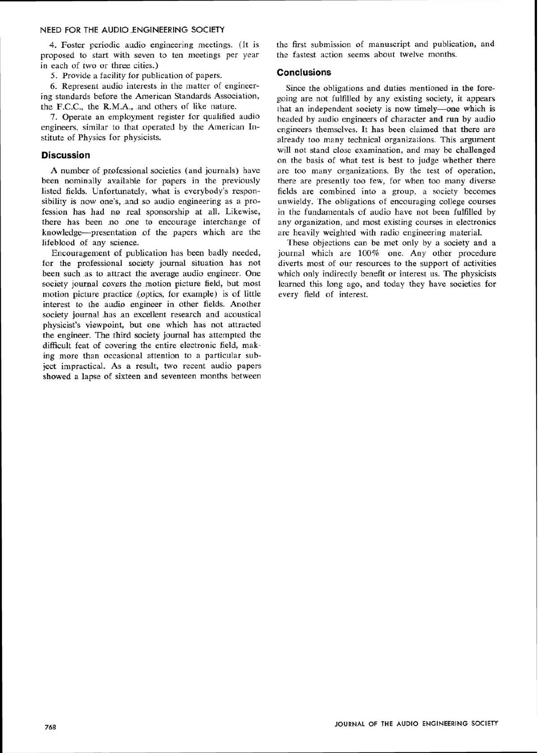4. Foster periodic audio engineering meetings. (It is proposed to start with seven to ten meetings per year in each of two or three cities.)

5. Provide a facility for publication of papers.

6. Represent audio interests in the matter of engineering standards before the American Standards Association, the F.C.C., the R.M.A., and others of like nature.

7. Operate an employment register for qualified audio engineers, similar to that operated by the American Institute of Physics for physicists.

## Discussion

A number of professional societies (and journals) have been nominally available for papers in the previously listed fields. Unfortunately, what is everybody's responsibility is now one's, and so audio engineering as a profession has had no real sponsorship at all. Likewise, there has been no one to encourage interchange of knowledge—presentation of the papers which are the lifeblood of any science.

Encouragement of publication has been badly needed, for the professional society journal situation has not been such as to attract the average audio engineer. One society journal covers the motion picture field, but most motion picture practice (optics, for example) is of little interest to the audio engineer in other fields. Another society journal has an excellent research and acoustical physicist's viewpoint, but one which has not attracted the engineer. The third society journal has attempted the difficult feat of covering the entire electronic field, making more than occasional attention to a particular subject impractical. As a result, two recent audio papers showed a lapse of sixteen and seventeen months between the first submission of manuscript and publication, and the fastest action seems about twelve months.

## Conclusions

Since the obligations and duties mentioned in the foregoing are not fulfilled by any existing society, it appears that an independent society is now timely—one which is headed by audio engineers of character and run by audio engineers themselves. It has been claimed that there are already too many technical organizations. This argument will not stand close examination, and may be challenged on the basis of what test is best to judge whether there are too many organizations. By the test of operation, there are presently too few, for when too many diverse fields are combined into a group, a society becomes unwieldy. The obligations of encouraging college courses in the fundamentals of audio have not been fulfilled by any organization, and most existing courses in electronics are heavily weighted with radio engineering material.

These objections can be met only by a society and a journal which are 100% one. Any other procedure diverts most of our resources to the support of activities which only indirectly benefit or interest us. The physicists learned this long ago, and today they have societies for every field of interest.